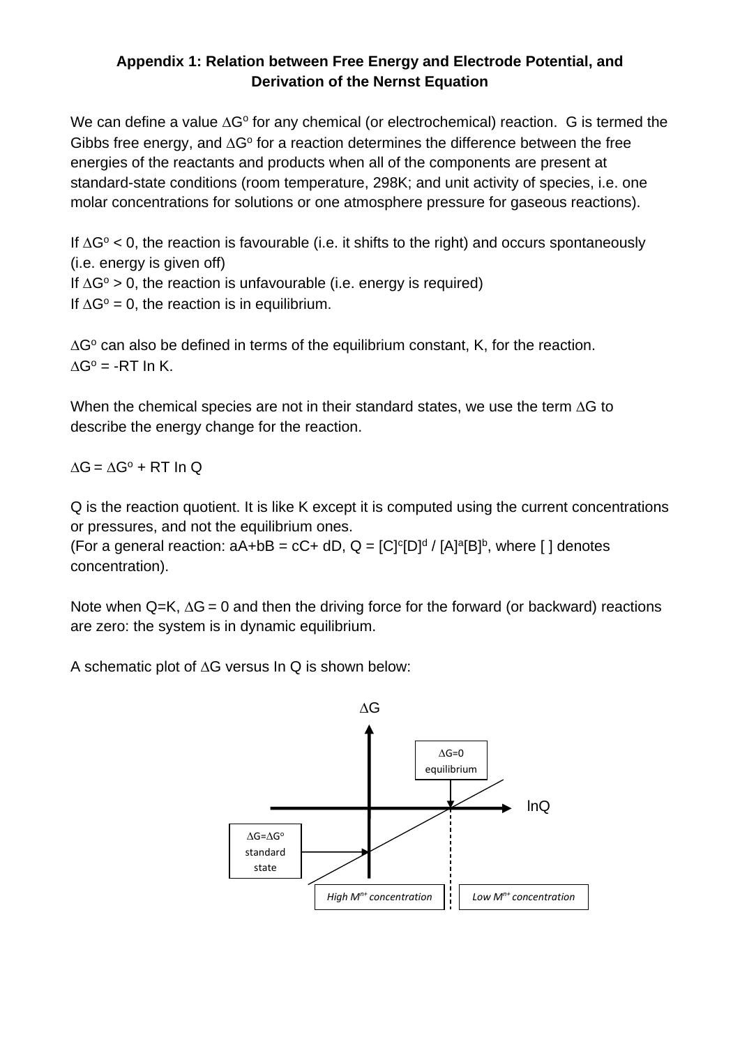## Appendix 1: Relation between Free Energy and Electrode Potential, and Derivation of the Nernst Equation

We can define a value $\Delta G^o$ for any chemical (or electrochemical) reaction. G is termed the Gibbs free energy, and $\Delta G^o$ for a reaction determines the difference between the free energies of the reactants and products when all of the components are present at standard-state conditions (room temperature, 298K; and unit activity of species, i.e. one molar concentrations for solutions or one atmosphere pressure for gaseous reactions).

If $\Delta G^o < 0$, the reaction is favourable (i.e. it shifts to the right) and occurs spontaneously (i.e. energy is given off)
If $\Delta G^o > 0$, the reaction is unfavourable (i.e. energy is required)
If $\Delta G^o = 0$, the reaction is in equilibrium.

$\Delta G^o$ can also be defined in terms of the equilibrium constant, K, for the reaction.
$\Delta G^o = -RT \ln K$.

When the chemical species are not in their standard states, we use the term $\Delta G$ to describe the energy change for the reaction.

$$\Delta G = \Delta G^o + RT \ln Q$$

Q is the reaction quotient. It is like K except it is computed using the current concentrations or pressures, and not the equilibrium ones.
(For a general reaction: aA+bB = cC+ dD, $Q = [C]^c[D]^d / [A]^a[B]^b$, where [ ] denotes concentration).

Note when Q=K, $\Delta G = 0$ and then the driving force for the forward (or backward) reactions are zero: the system is in dynamic equilibrium.

A schematic plot of $\Delta G$ versus $\ln Q$ is shown below:

$\Delta G$

$\Delta G$=0 equilibrium

lnQ

$\Delta G = \Delta G^o$ standard state

*High $M^{n+}$ concentration* | *Low $M^{n+}$ concentration*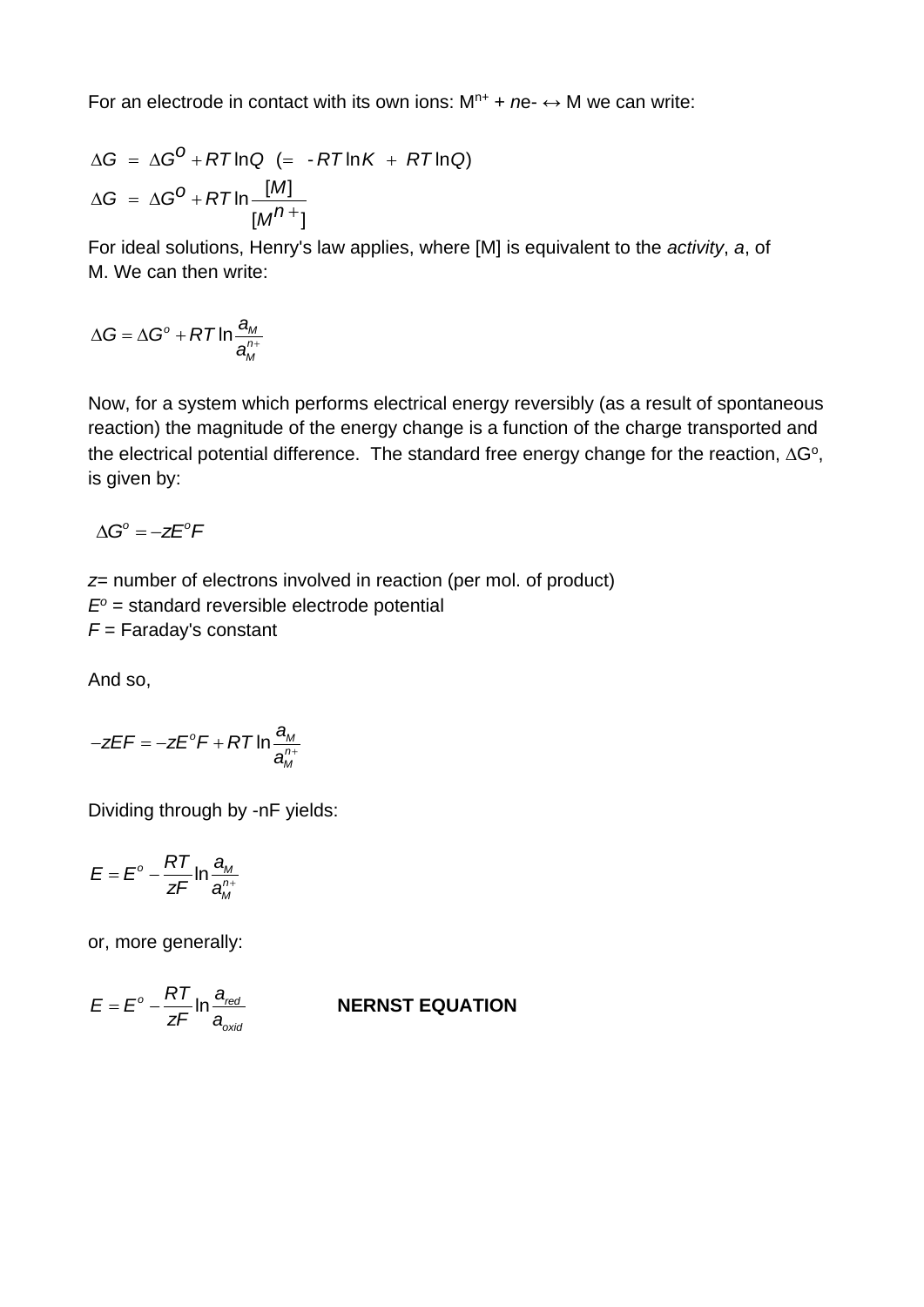For an electrode in contact with its own ions: $M^{n+} + ne^- \leftrightarrow M$ we can write:

$$\Delta G \;=\; \Delta G^{o} + RT\ln Q \;\;(= \;\; -RT\ln K \;+\; RT\ln Q)$$

$$\Delta G \;=\; \Delta G^{o} + RT\ln\frac{[M]}{[M^{n+}]}$$

For ideal solutions, Henry's law applies, where [M] is equivalent to the *activity*, *a*, of M. We can then write:

$$\Delta G = \Delta G^{o} + RT\ln\frac{a_M}{a_M^{n+}}$$

Now, for a system which performs electrical energy reversibly (as a result of spontaneous reaction) the magnitude of the energy change is a function of the charge transported and the electrical potential difference. The standard free energy change for the reaction, $\Delta G^o$, is given by:

$$\Delta G^{o} = -zE^{o}F$$

$z$= number of electrons involved in reaction (per mol. of product)
$E^o$ = standard reversible electrode potential
$F$ = Faraday's constant

And so,

$$-zEF = -zE^{o}F + RT\ln\frac{a_M}{a_M^{n+}}$$

Dividing through by -nF yields:

$$E = E^{o} - \frac{RT}{zF}\ln\frac{a_M}{a_M^{n+}}$$

or, more generally:

$$E = E^{o} - \frac{RT}{zF}\ln\frac{a_{red}}{a_{oxid}}$$ **NERNST EQUATION**